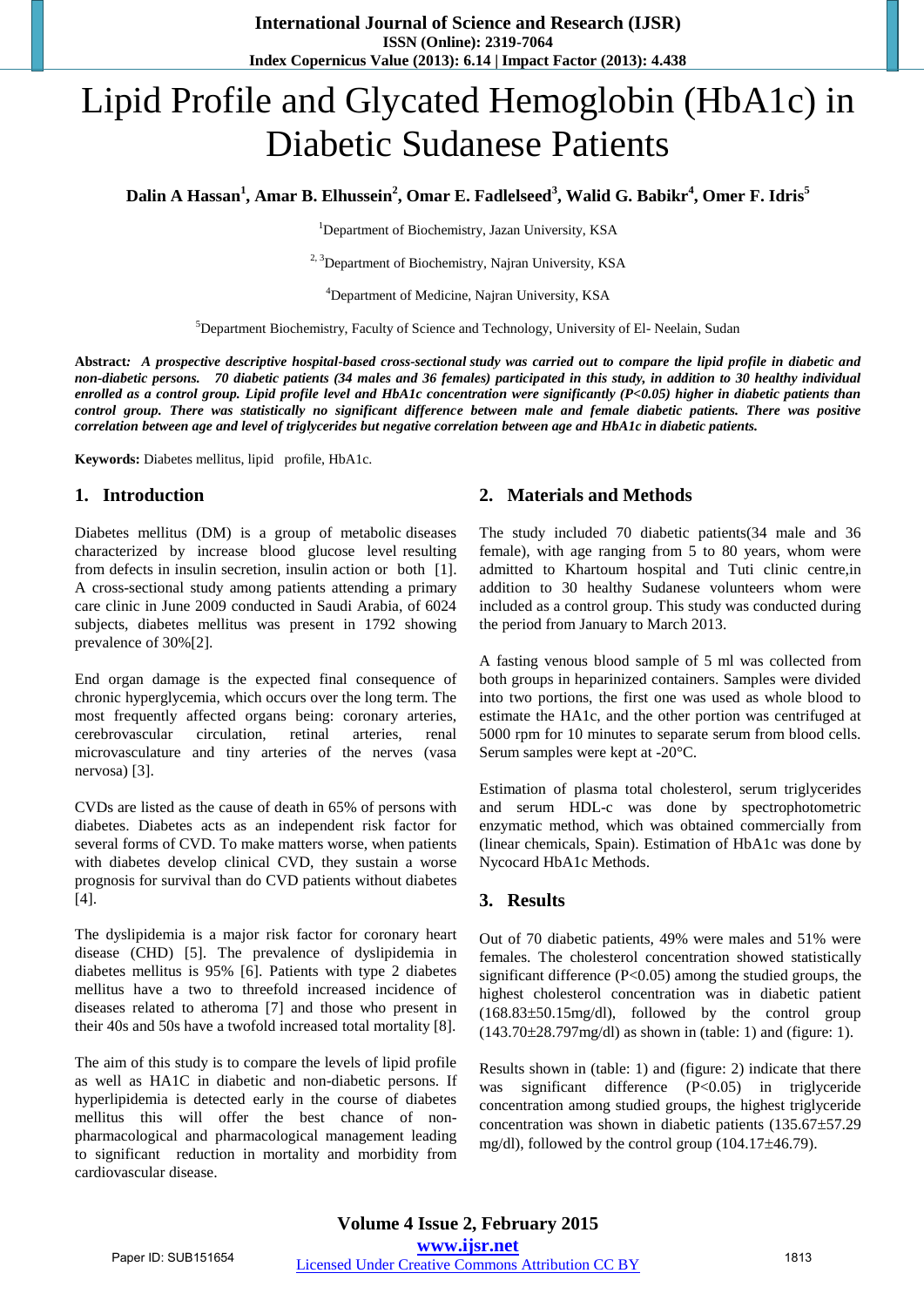# Lipid Profile and Glycated Hemoglobin (HbA1c) in Diabetic Sudanese Patients

**Dalin A Hassan[1], Amar B. Elhussein[2], Omar E. Fadlelseed[3], Walid G. Babikr[4], Omer F. Idris[5]**

[1]Department of Biochemistry, Jazan University, KSA

[2, 3]Department of Biochemistry, Najran University, KSA

[4]Department of Medicine, Najran University, KSA

[5]Department Biochemistry, Faculty of Science and Technology, University of El- Neelain, Sudan

**Abstract***: A prospective descriptive hospital-based cross-sectional study was carried out to compare the lipid profile in diabetic and non-diabetic persons. 70 diabetic patients (34 males and 36 females) participated in this study, in addition to 30 healthy individual enrolled as a control group. Lipid profile level and HbA1c concentration were significantly (P<0.05) higher in diabetic patients than control group. There was statistically no significant difference between male and female diabetic patients. There was positive correlation between age and level of triglycerides but negative correlation between age and HbA1c in diabetic patients.*

**Keywords:** Diabetes mellitus, lipid profile, HbA1c.

## 1. Introduction

Diabetes mellitus (DM) is a group of metabolic diseases characterized by increase blood glucose level resulting from defects in insulin secretion, insulin action or both [1]. A cross-sectional study among patients attending a primary care clinic in June 2009 conducted in Saudi Arabia, of 6024 subjects, diabetes mellitus was present in 1792 showing prevalence of 30%[2].

End organ damage is the expected final consequence of chronic hyperglycemia, which occurs over the long term. The most frequently affected organs being: coronary arteries, cerebrovascular circulation, retinal arteries, renal microvasculature and tiny arteries of the nerves (vasa nervosa) [3].

CVDs are listed as the cause of death in 65% of persons with diabetes. Diabetes acts as an independent risk factor for several forms of CVD. To make matters worse, when patients with diabetes develop clinical CVD, they sustain a worse prognosis for survival than do CVD patients without diabetes [4].

The dyslipidemia is a major risk factor for coronary heart disease (CHD) [5]. The prevalence of dyslipidemia in diabetes mellitus is 95% [6]. Patients with type 2 diabetes mellitus have a two to threefold increased incidence of diseases related to atheroma [7] and those who present in their 40s and 50s have a twofold increased total mortality [8].

The aim of this study is to compare the levels of lipid profile as well as HA1C in diabetic and non-diabetic persons. If hyperlipidemia is detected early in the course of diabetes mellitus this will offer the best chance of non-pharmacological and pharmacological management leading to significant reduction in mortality and morbidity from cardiovascular disease.

## 2. Materials and Methods

The study included 70 diabetic patients(34 male and 36 female), with age ranging from 5 to 80 years, whom were admitted to Khartoum hospital and Tuti clinic centre,in addition to 30 healthy Sudanese volunteers whom were included as a control group. This study was conducted during the period from January to March 2013.

A fasting venous blood sample of 5 ml was collected from both groups in heparinized containers. Samples were divided into two portions, the first one was used as whole blood to estimate the HA1c, and the other portion was centrifuged at 5000 rpm for 10 minutes to separate serum from blood cells. Serum samples were kept at -20°C.

Estimation of plasma total cholesterol, serum triglycerides and serum HDL-c was done by spectrophotometric enzymatic method, which was obtained commercially from (linear chemicals, Spain). Estimation of HbA1c was done by Nycocard HbA1c Methods.

## 3. Results

Out of 70 diabetic patients, 49% were males and 51% were females. The cholesterol concentration showed statistically significant difference (P<0.05) among the studied groups, the highest cholesterol concentration was in diabetic patient (168.83±50.15mg/dl), followed by the control group (143.70±28.797mg/dl) as shown in (table: 1) and (figure: 1).

Results shown in (table: 1) and (figure: 2) indicate that there was significant difference (P<0.05) in triglyceride concentration among studied groups, the highest triglyceride concentration was shown in diabetic patients (135.67±57.29 mg/dl), followed by the control group (104.17±46.79).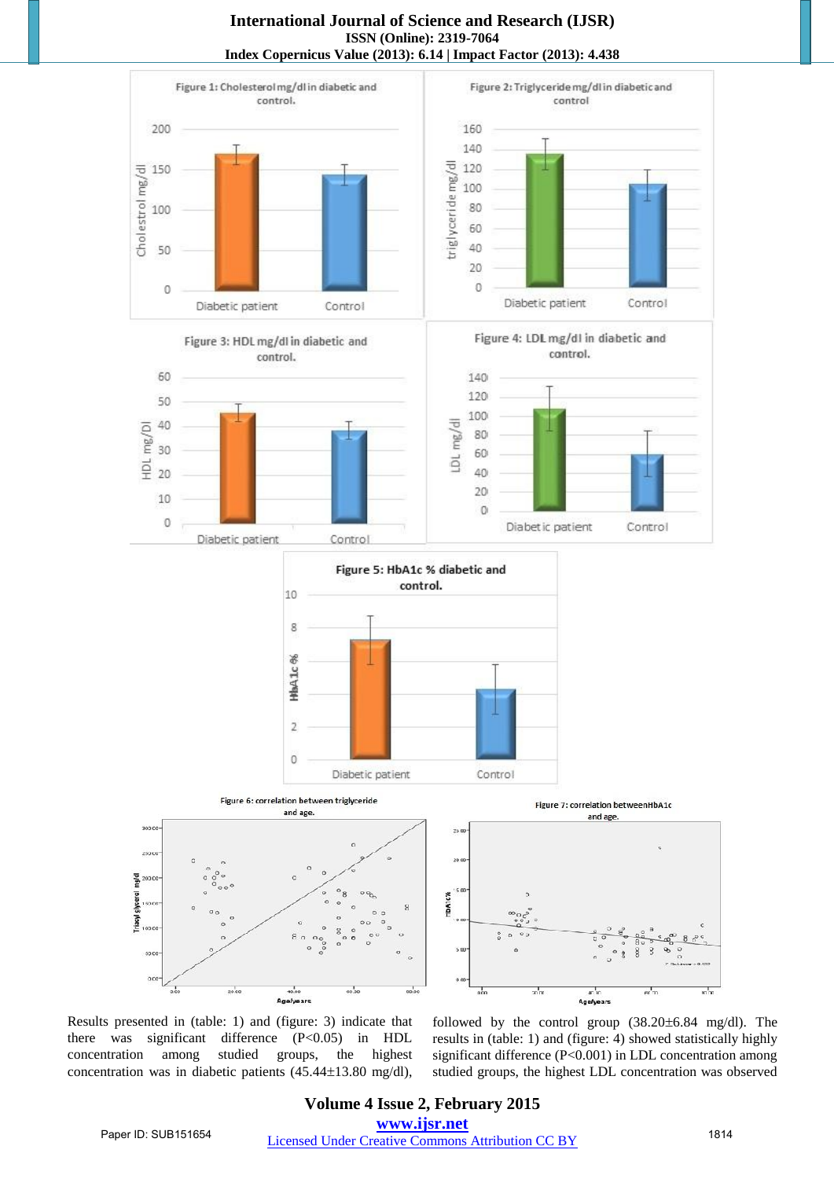Figure 1: Cholesterol mg/dl in diabetic and control.

Figure 2: Triglyceride mg/dl in diabetic and control

Figure 3: HDL mg/dl in diabetic and control.

Figure 4: LDL mg/dl in diabetic and control.

Figure 5: HbA1c % diabetic and control.

Figure 6: correlation between triglyceride and age.

Figure 7: correlation between HbA1c and age.

Results presented in (table: 1) and (figure: 3) indicate that there was significant difference (P<0.05) in HDL concentration among studied groups, the highest concentration was in diabetic patients (45.44±13.80 mg/dl), followed by the control group (38.20±6.84 mg/dl). The results in (table: 1) and (figure: 4) showed statistically highly significant difference (P<0.001) in LDL concentration among studied groups, the highest LDL concentration was observed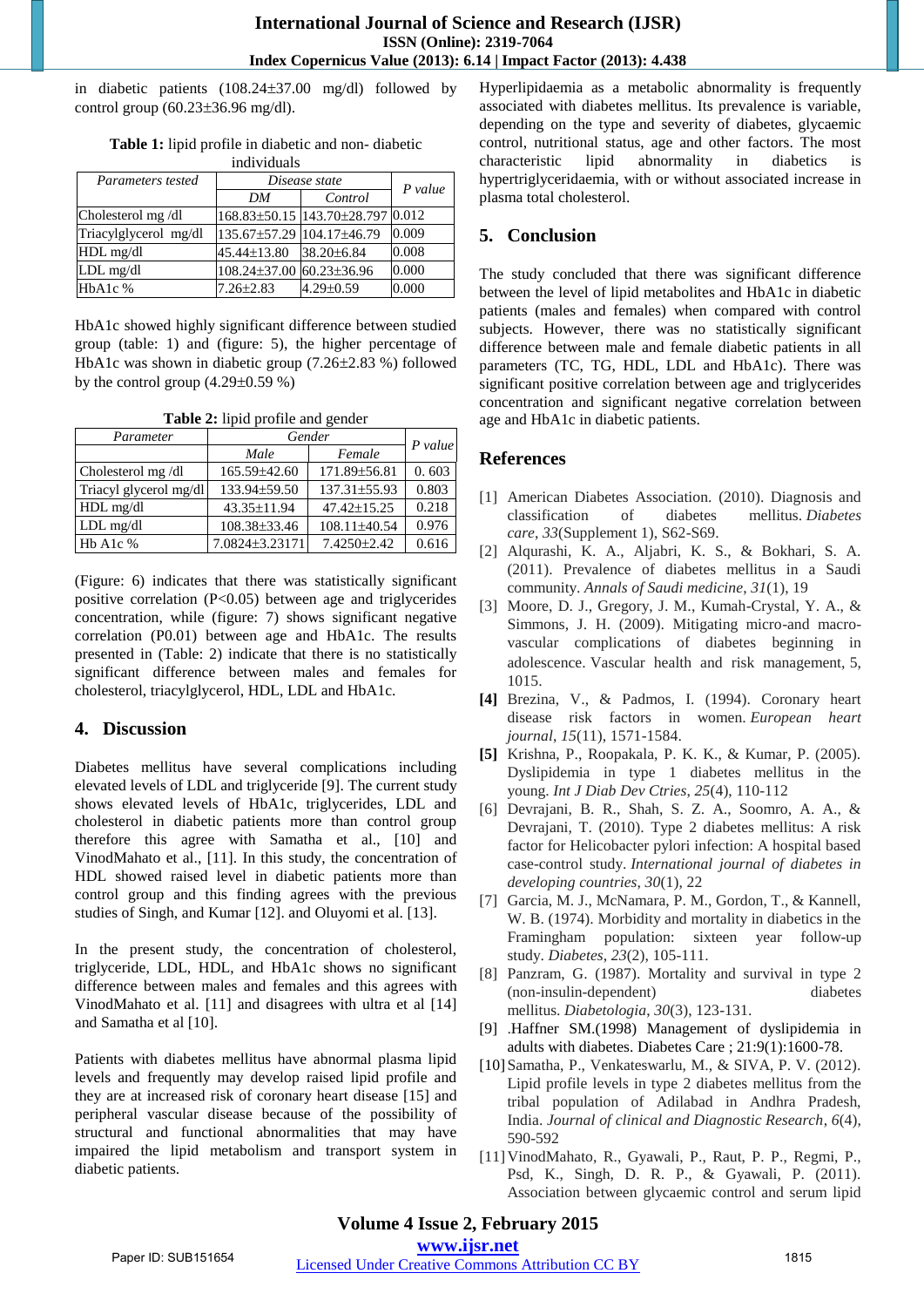in diabetic patients (108.24±37.00 mg/dl) followed by control group (60.23±36.96 mg/dl).

**Table 1:** lipid profile in diabetic and non- diabetic individuals

| *Parameters tested* | *Disease state* | | *P value* |
|---|---|---|---|
| | *DM* | *Control* | |
| Cholesterol mg /dl | 168.83±50.15 | 143.70±28.797 | 0.012 |
| Triacylglycerol mg/dl | 135.67±57.29 | 104.17±46.79 | 0.009 |
| HDL mg/dl | 45.44±13.80 | 38.20±6.84 | 0.008 |
| LDL mg/dl | 108.24±37.00 | 60.23±36.96 | 0.000 |
| HbA1c % | 7.26±2.83 | 4.29±0.59 | 0.000 |

HbA1c showed highly significant difference between studied group (table: 1) and (figure: 5), the higher percentage of HbA1c was shown in diabetic group (7.26±2.83 %) followed by the control group (4.29±0.59 %)

**Table 2:** lipid profile and gender

| *Parameter* | *Gender* | | *P value* |
|---|---|---|---|
| | *Male* | *Female* | |
| Cholesterol mg /dl | 165.59±42.60 | 171.89±56.81 | 0. 603 |
| Triacyl glycerol mg/dl | 133.94±59.50 | 137.31±55.93 | 0.803 |
| HDL mg/dl | 43.35±11.94 | 47.42±15.25 | 0.218 |
| LDL mg/dl | 108.38±33.46 | 108.11±40.54 | 0.976 |
| Hb A1c % | 7.0824±3.23171 | 7.4250±2.42 | 0.616 |

(Figure: 6) indicates that there was statistically significant positive correlation ($P<0.05$) between age and triglycerides concentration, while (figure: 7) shows significant negative correlation (P0.01) between age and HbA1c. The results presented in (Table: 2) indicate that there is no statistically significant difference between males and females for cholesterol, triacylglycerol, HDL, LDL and HbA1c.

## 4. Discussion

Diabetes mellitus have several complications including elevated levels of LDL and triglyceride [9]. The current study shows elevated levels of HbA1c, triglycerides, LDL and cholesterol in diabetic patients more than control group therefore this agree with Samatha et al., [10] and VinodMahato et al., [11]. In this study, the concentration of HDL showed raised level in diabetic patients more than control group and this finding agrees with the previous studies of Singh, and Kumar [12]. and Oluyomi et al. [13].

In the present study, the concentration of cholesterol, triglyceride, LDL, HDL, and HbA1c shows no significant difference between males and females and this agrees with VinodMahato et al. [11] and disagrees with ultra et al [14] and Samatha et al [10].

Patients with diabetes mellitus have abnormal plasma lipid levels and frequently may develop raised lipid profile and they are at increased risk of coronary heart disease [15] and peripheral vascular disease because of the possibility of structural and functional abnormalities that may have impaired the lipid metabolism and transport system in diabetic patients.

Hyperlipidaemia as a metabolic abnormality is frequently associated with diabetes mellitus. Its prevalence is variable, depending on the type and severity of diabetes, glycaemic control, nutritional status, age and other factors. The most characteristic lipid abnormality in diabetics is hypertriglyceridaemia, with or without associated increase in plasma total cholesterol.

## 5. Conclusion

The study concluded that there was significant difference between the level of lipid metabolites and HbA1c in diabetic patients (males and females) when compared with control subjects. However, there was no statistically significant difference between male and female diabetic patients in all parameters (TC, TG, HDL, LDL and HbA1c). There was significant positive correlation between age and triglycerides concentration and significant negative correlation between age and HbA1c in diabetic patients.

## References

[1] American Diabetes Association. (2010). Diagnosis and classification of diabetes mellitus. *Diabetes care*, *33*(Supplement 1), S62-S69.

[2] Alqurashi, K. A., Aljabri, K. S., & Bokhari, S. A. (2011). Prevalence of diabetes mellitus in a Saudi community. *Annals of Saudi medicine*, *31*(1), 19

[3] Moore, D. J., Gregory, J. M., Kumah-Crystal, Y. A., & Simmons, J. H. (2009). Mitigating micro-and macro-vascular complications of diabetes beginning in adolescence. Vascular health and risk management, 5, 1015.

**[4]** Brezina, V., & Padmos, I. (1994). Coronary heart disease risk factors in women. *European heart journal*, *15*(11), 1571-1584.

**[5]** Krishna, P., Roopakala, P. K. K., & Kumar, P. (2005). Dyslipidemia in type 1 diabetes mellitus in the young. *Int J Diab Dev Ctries*, *25*(4), 110-112

[6] Devrajani, B. R., Shah, S. Z. A., Soomro, A. A., & Devrajani, T. (2010). Type 2 diabetes mellitus: A risk factor for Helicobacter pylori infection: A hospital based case-control study. *International journal of diabetes in developing countries*, *30*(1), 22

[7] Garcia, M. J., McNamara, P. M., Gordon, T., & Kannell, W. B. (1974). Morbidity and mortality in diabetics in the Framingham population: sixteen year follow-up study. *Diabetes*, *23*(2), 105-111.

[8] Panzram, G. (1987). Mortality and survival in type 2 (non-insulin-dependent) diabetes mellitus. *Diabetologia*, *30*(3), 123-131.

[9] .Haffner SM.(1998) Management of dyslipidemia in adults with diabetes. Diabetes Care ; 21:9(1):1600-78.

[10] Samatha, P., Venkateswarlu, M., & SIVA, P. V. (2012). Lipid profile levels in type 2 diabetes mellitus from the tribal population of Adilabad in Andhra Pradesh, India. *Journal of clinical and Diagnostic Research*, *6*(4), 590-592

[11] VinodMahato, R., Gyawali, P., Raut, P. P., Regmi, P., Psd, K., Singh, D. R. P., & Gyawali, P. (2011). Association between glycaemic control and serum lipid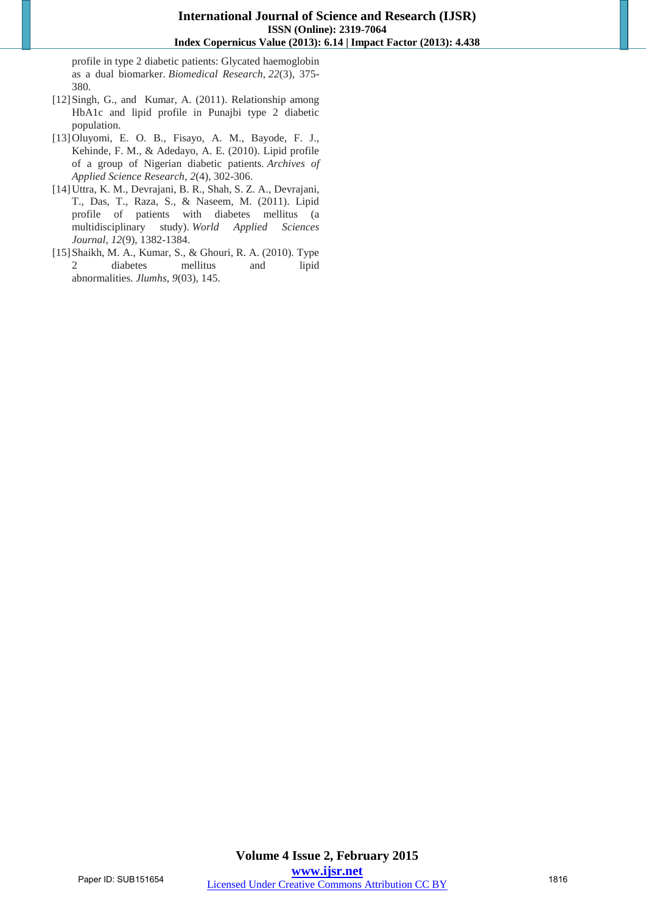profile in type 2 diabetic patients: Glycated haemoglobin as a dual biomarker. *Biomedical Research*, *22*(3), 375-380.

[12] Singh, G., and Kumar, A. (2011). Relationship among HbA1c and lipid profile in Punajbi type 2 diabetic population.

[13] Oluyomi, E. O. B., Fisayo, A. M., Bayode, F. J., Kehinde, F. M., & Adedayo, A. E. (2010). Lipid profile of a group of Nigerian diabetic patients. *Archives of Applied Science Research*, *2*(4), 302-306.

[14] Uttra, K. M., Devrajani, B. R., Shah, S. Z. A., Devrajani, T., Das, T., Raza, S., & Naseem, M. (2011). Lipid profile of patients with diabetes mellitus (a multidisciplinary study). *World Applied Sciences Journal*, *12*(9), 1382-1384.

[15] Shaikh, M. A., Kumar, S., & Ghouri, R. A. (2010). Type 2 diabetes mellitus and lipid abnormalities. *Jlumhs*, *9*(03), 145.